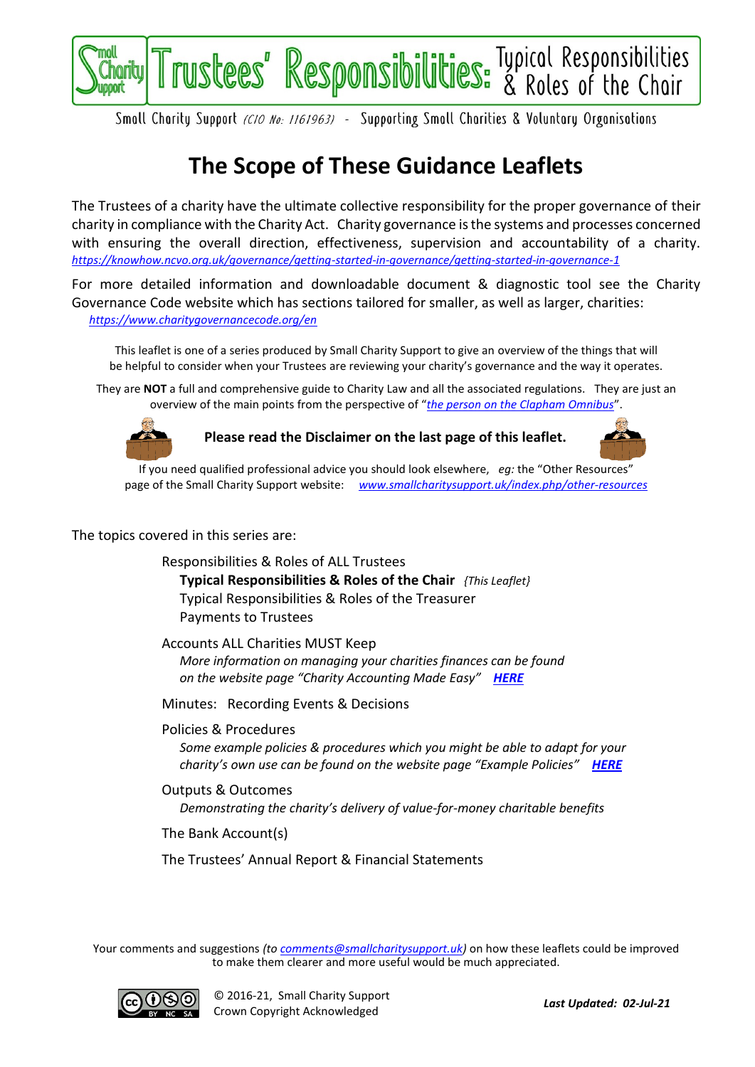# Trustees' Responsibilities: Typical Responsibilities & Roles of the Chair

Small Charity Support *(CIO No: 1161963)* - Supporting Small Charities & Voluntary Organisations

## The Scope of These Guidance Leaflets

The Trustees of a charity have the ultimate collective responsibility for the proper governance of their charity in compliance with the Charity Act. Charity governance is the systems and processes concerned with ensuring the overall direction, effectiveness, supervision and accountability of a charity. *https://knowhow.ncvo.org.uk/governance/getting-started-in-governance/getting-started-in-governance-1*

For more detailed information and downloadable document & diagnostic tool see the Charity Governance Code website which has sections tailored for smaller, as well as larger, charities: *https://www.charitygovernancecode.org/en*

This leaflet is one of a series produced by Small Charity Support to give an overview of the things that will be helpful to consider when your Trustees are reviewing your charity's governance and the way it operates.

They are **NOT** a full and comprehensive guide to Charity Law and all the associated regulations. They are just an overview of the main points from the perspective of "*the person on the Clapham Omnibus*".

**Please read the Disclaimer on the last page of this leaflet.**

If you need qualified professional advice you should look elsewhere, *eg:* the "Other Resources" page of the Small Charity Support website: *www.smallcharitysupport.uk/index.php/other-resources*

The topics covered in this series are:

- Responsibilities & Roles of ALL Trustees
  - **Typical Responsibilities & Roles of the Chair** *{This Leaflet}*
  - Typical Responsibilities & Roles of the Treasurer
  - Payments to Trustees
- Accounts ALL Charities MUST Keep
  - *More information on managing your charities finances can be found on the website page "Charity Accounting Made Easy"* ***HERE***
- Minutes: Recording Events & Decisions
- Policies & Procedures
  - *Some example policies & procedures which you might be able to adapt for your charity's own use can be found on the website page "Example Policies"* ***HERE***
- Outputs & Outcomes
  - *Demonstrating the charity's delivery of value-for-money charitable benefits*
- The Bank Account(s)
- The Trustees' Annual Report & Financial Statements

Your comments and suggestions *(to comments@smallcharitysupport.uk)* on how these leaflets could be improved to make them clearer and more useful would be much appreciated.

© 2016-21, Small Charity Support
Crown Copyright Acknowledged

***Last Updated: 02-Jul-21***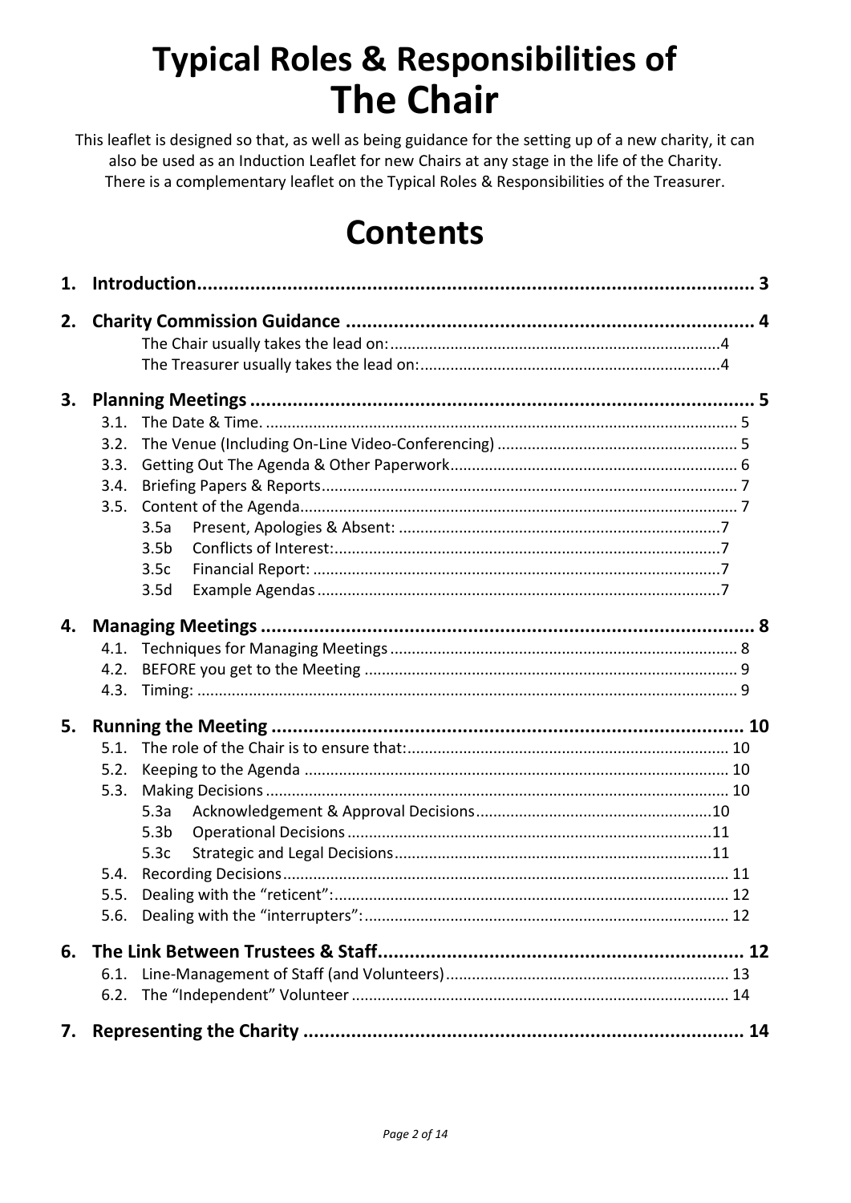# Typical Roles & Responsibilities of The Chair

This leaflet is designed so that, as well as being guidance for the setting up of a new charity, it can also be used as an Induction Leaflet for new Chairs at any stage in the life of the Charity. There is a complementary leaflet on the Typical Roles & Responsibilities of the Treasurer.

# Contents

**1. Introduction** .......... 3

**2. Charity Commission Guidance** .......... 4
- The Chair usually takes the lead on: .......... 4
- The Treasurer usually takes the lead on: .......... 4

**3. Planning Meetings** .......... 5
- 3.1. The Date & Time. .......... 5
- 3.2. The Venue (Including On-Line Video-Conferencing) .......... 5
- 3.3. Getting Out The Agenda & Other Paperwork .......... 6
- 3.4. Briefing Papers & Reports .......... 7
- 3.5. Content of the Agenda .......... 7
  - 3.5a Present, Apologies & Absent: .......... 7
  - 3.5b Conflicts of Interest: .......... 7
  - 3.5c Financial Report: .......... 7
  - 3.5d Example Agendas .......... 7

**4. Managing Meetings** .......... 8
- 4.1. Techniques for Managing Meetings .......... 8
- 4.2. BEFORE you get to the Meeting .......... 9
- 4.3. Timing: .......... 9

**5. Running the Meeting** .......... 10
- 5.1. The role of the Chair is to ensure that: .......... 10
- 5.2. Keeping to the Agenda .......... 10
- 5.3. Making Decisions .......... 10
  - 5.3a Acknowledgement & Approval Decisions .......... 10
  - 5.3b Operational Decisions .......... 11
  - 5.3c Strategic and Legal Decisions .......... 11
- 5.4. Recording Decisions .......... 11
- 5.5. Dealing with the "reticent": .......... 12
- 5.6. Dealing with the "interrupters": .......... 12

**6. The Link Between Trustees & Staff** .......... 12
- 6.1. Line-Management of Staff (and Volunteers) .......... 13
- 6.2. The "Independent" Volunteer .......... 14

**7. Representing the Charity** .......... 14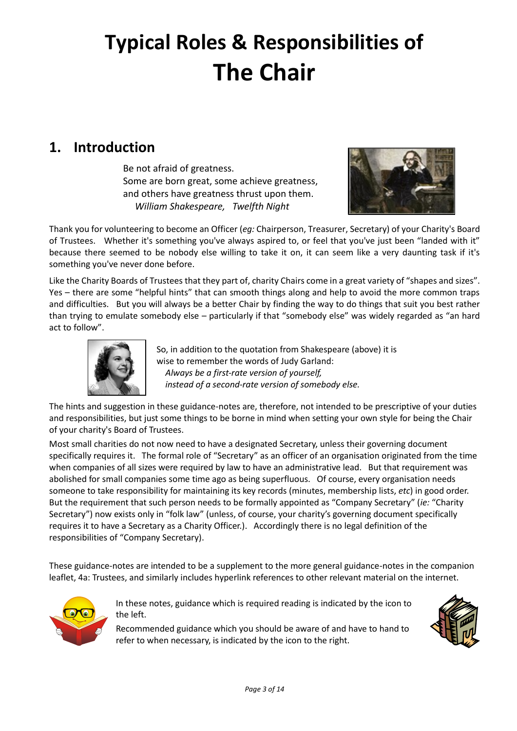# Typical Roles & Responsibilities of The Chair

## 1. Introduction

> Be not afraid of greatness.
> Some are born great, some achieve greatness,
> and others have greatness thrust upon them.
> *William Shakespeare, Twelfth Night*

Thank you for volunteering to become an Officer (*eg:* Chairperson, Treasurer, Secretary) of your Charity's Board of Trustees. Whether it's something you've always aspired to, or feel that you've just been "landed with it" because there seemed to be nobody else willing to take it on, it can seem like a very daunting task if it's something you've never done before.

Like the Charity Boards of Trustees that they part of, charity Chairs come in a great variety of "shapes and sizes". Yes – there are some "helpful hints" that can smooth things along and help to avoid the more common traps and difficulties. But you will always be a better Chair by finding the way to do things that suit you best rather than trying to emulate somebody else – particularly if that "somebody else" was widely regarded as "an hard act to follow".

So, in addition to the quotation from Shakespeare (above) it is wise to remember the words of Judy Garland:

> *Always be a first-rate version of yourself,*
> *instead of a second-rate version of somebody else.*

The hints and suggestion in these guidance-notes are, therefore, not intended to be prescriptive of your duties and responsibilities, but just some things to be borne in mind when setting your own style for being the Chair of your charity's Board of Trustees.

Most small charities do not now need to have a designated Secretary, unless their governing document specifically requires it. The formal role of "Secretary" as an officer of an organisation originated from the time when companies of all sizes were required by law to have an administrative lead. But that requirement was abolished for small companies some time ago as being superfluous. Of course, every organisation needs someone to take responsibility for maintaining its key records (minutes, membership lists, *etc*) in good order. But the requirement that such person needs to be formally appointed as "Company Secretary" (*ie:* "Charity Secretary") now exists only in "folk law" (unless, of course, your charity's governing document specifically requires it to have a Secretary as a Charity Officer.). Accordingly there is no legal definition of the responsibilities of "Company Secretary).

These guidance-notes are intended to be a supplement to the more general guidance-notes in the companion leaflet, 4a: Trustees, and similarly includes hyperlink references to other relevant material on the internet.

In these notes, guidance which is required reading is indicated by the icon to the left.

Recommended guidance which you should be aware of and have to hand to refer to when necessary, is indicated by the icon to the right.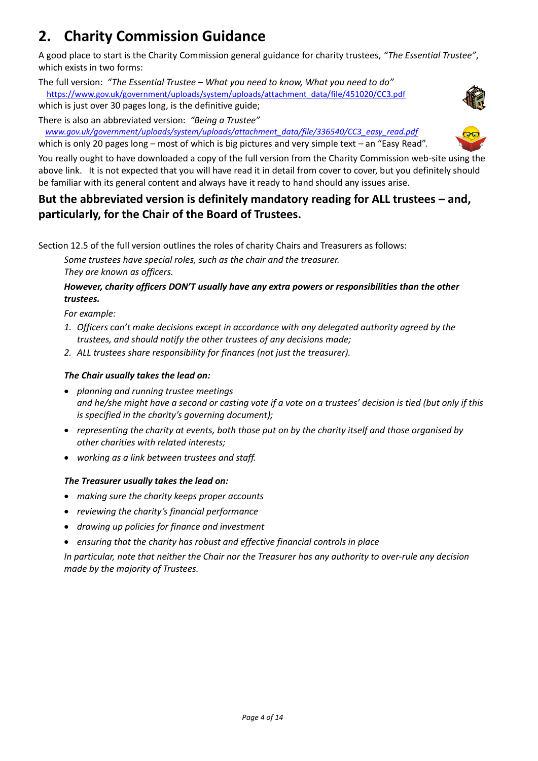## 2. Charity Commission Guidance

A good place to start is the Charity Commission general guidance for charity trustees, *"The Essential Trustee"*, which exists in two forms:

The full version: *"The Essential Trustee – What you need to know, What you need to do"*
https://www.gov.uk/government/uploads/system/uploads/attachment_data/file/451020/CC3.pdf
which is just over 30 pages long, is the definitive guide;

There is also an abbreviated version: *"Being a Trustee"*
*www.gov.uk/government/uploads/system/uploads/attachment_data/file/336540/CC3_easy_read.pdf*
which is only 20 pages long – most of which is big pictures and very simple text – an "Easy Read".

You really ought to have downloaded a copy of the full version from the Charity Commission web-site using the above link. It is not expected that you will have read it in detail from cover to cover, but you definitely should be familiar with its general content and always have it ready to hand should any issues arise.

### But the abbreviated version is definitely mandatory reading for ALL trustees – and, particularly, for the Chair of the Board of Trustees.

Section 12.5 of the full version outlines the roles of charity Chairs and Treasurers as follows:

*Some trustees have special roles, such as the chair and the treasurer.*
*They are known as officers.*

***However, charity officers DON'T usually have any extra powers or responsibilities than the other trustees.***

*For example:*

1. *Officers can't make decisions except in accordance with any delegated authority agreed by the trustees, and should notify the other trustees of any decisions made;*
2. *ALL trustees share responsibility for finances (not just the treasurer).*

***The Chair usually takes the lead on:***

- *planning and running trustee meetings*
  *and he/she might have a second or casting vote if a vote on a trustees' decision is tied (but only if this is specified in the charity's governing document);*
- *representing the charity at events, both those put on by the charity itself and those organised by other charities with related interests;*
- *working as a link between trustees and staff.*

***The Treasurer usually takes the lead on:***

- *making sure the charity keeps proper accounts*
- *reviewing the charity's financial performance*
- *drawing up policies for finance and investment*
- *ensuring that the charity has robust and effective financial controls in place*

*In particular, note that neither the Chair nor the Treasurer has any authority to over-rule any decision made by the majority of Trustees.*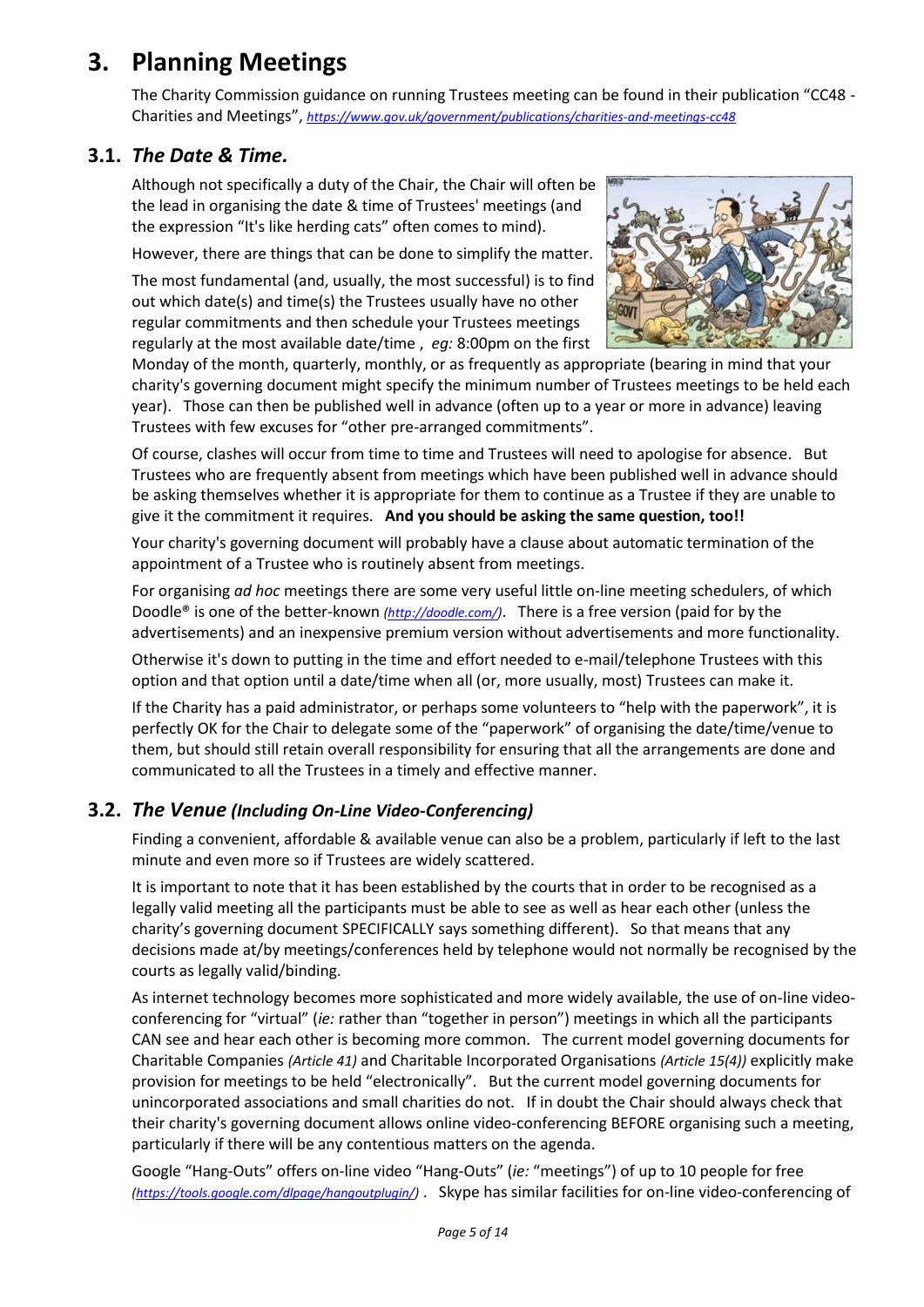# 3. Planning Meetings

The Charity Commission guidance on running Trustees meeting can be found in their publication "CC48 - Charities and Meetings", *https://www.gov.uk/government/publications/charities-and-meetings-cc48*

## 3.1. *The Date & Time.*

Although not specifically a duty of the Chair, the Chair will often be the lead in organising the date & time of Trustees' meetings (and the expression "It's like herding cats" often comes to mind).

However, there are things that can be done to simplify the matter.

The most fundamental (and, usually, the most successful) is to find out which date(s) and time(s) the Trustees usually have no other regular commitments and then schedule your Trustees meetings regularly at the most available date/time , *eg:* 8:00pm on the first Monday of the month, quarterly, monthly, or as frequently as appropriate (bearing in mind that your charity's governing document might specify the minimum number of Trustees meetings to be held each year). Those can then be published well in advance (often up to a year or more in advance) leaving Trustees with few excuses for "other pre-arranged commitments".

Of course, clashes will occur from time to time and Trustees will need to apologise for absence. But Trustees who are frequently absent from meetings which have been published well in advance should be asking themselves whether it is appropriate for them to continue as a Trustee if they are unable to give it the commitment it requires. **And you should be asking the same question, too!!**

Your charity's governing document will probably have a clause about automatic termination of the appointment of a Trustee who is routinely absent from meetings.

For organising *ad hoc* meetings there are some very useful little on-line meeting schedulers, of which Doodle® is one of the better-known *(http://doodle.com/)*. There is a free version (paid for by the advertisements) and an inexpensive premium version without advertisements and more functionality.

Otherwise it's down to putting in the time and effort needed to e-mail/telephone Trustees with this option and that option until a date/time when all (or, more usually, most) Trustees can make it.

If the Charity has a paid administrator, or perhaps some volunteers to "help with the paperwork", it is perfectly OK for the Chair to delegate some of the "paperwork" of organising the date/time/venue to them, but should still retain overall responsibility for ensuring that all the arrangements are done and communicated to all the Trustees in a timely and effective manner.

## 3.2. *The Venue* (Including On-Line Video-Conferencing)

Finding a convenient, affordable & available venue can also be a problem, particularly if left to the last minute and even more so if Trustees are widely scattered.

It is important to note that it has been established by the courts that in order to be recognised as a legally valid meeting all the participants must be able to see as well as hear each other (unless the charity's governing document SPECIFICALLY says something different). So that means that any decisions made at/by meetings/conferences held by telephone would not normally be recognised by the courts as legally valid/binding.

As internet technology becomes more sophisticated and more widely available, the use of on-line video-conferencing for "virtual" (*ie:* rather than "together in person") meetings in which all the participants CAN see and hear each other is becoming more common. The current model governing documents for Charitable Companies *(Article 41)* and Charitable Incorporated Organisations *(Article 15(4))* explicitly make provision for meetings to be held "electronically". But the current model governing documents for unincorporated associations and small charities do not. If in doubt the Chair should always check that their charity's governing document allows online video-conferencing BEFORE organising such a meeting, particularly if there will be any contentious matters on the agenda.

Google "Hang-Outs" offers on-line video "Hang-Outs" (*ie:* "meetings") of up to 10 people for free *(https://tools.google.com/dlpage/hangoutplugin/)* . Skype has similar facilities for on-line video-conferencing of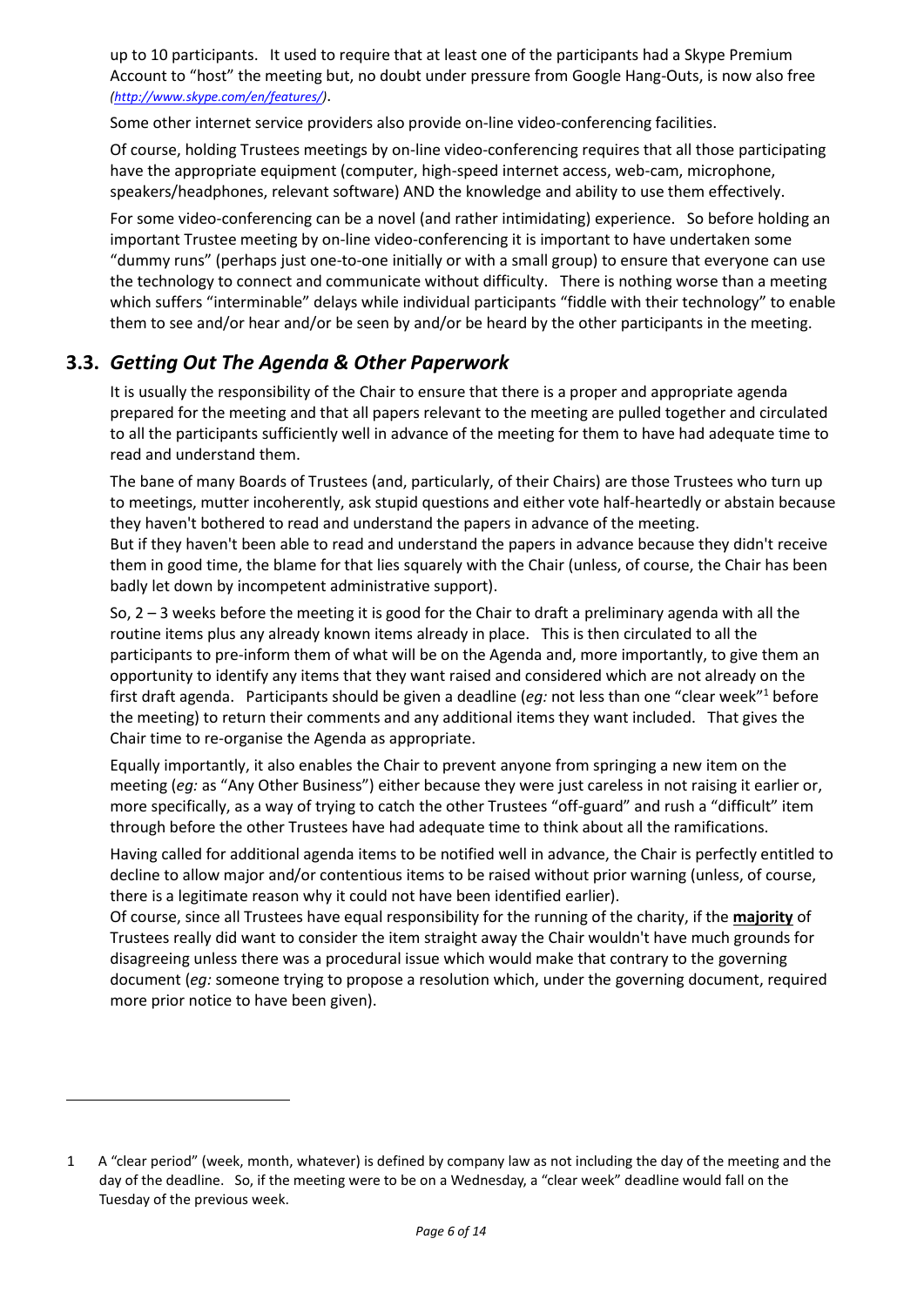up to 10 participants. It used to require that at least one of the participants had a Skype Premium Account to "host" the meeting but, no doubt under pressure from Google Hang-Outs, is now also free *(http://www.skype.com/en/features/)*.

Some other internet service providers also provide on-line video-conferencing facilities.

Of course, holding Trustees meetings by on-line video-conferencing requires that all those participating have the appropriate equipment (computer, high-speed internet access, web-cam, microphone, speakers/headphones, relevant software) AND the knowledge and ability to use them effectively.

For some video-conferencing can be a novel (and rather intimidating) experience. So before holding an important Trustee meeting by on-line video-conferencing it is important to have undertaken some "dummy runs" (perhaps just one-to-one initially or with a small group) to ensure that everyone can use the technology to connect and communicate without difficulty. There is nothing worse than a meeting which suffers "interminable" delays while individual participants "fiddle with their technology" to enable them to see and/or hear and/or be seen by and/or be heard by the other participants in the meeting.

## 3.3. *Getting Out The Agenda & Other Paperwork*

It is usually the responsibility of the Chair to ensure that there is a proper and appropriate agenda prepared for the meeting and that all papers relevant to the meeting are pulled together and circulated to all the participants sufficiently well in advance of the meeting for them to have had adequate time to read and understand them.

The bane of many Boards of Trustees (and, particularly, of their Chairs) are those Trustees who turn up to meetings, mutter incoherently, ask stupid questions and either vote half-heartedly or abstain because they haven't bothered to read and understand the papers in advance of the meeting.
But if they haven't been able to read and understand the papers in advance because they didn't receive them in good time, the blame for that lies squarely with the Chair (unless, of course, the Chair has been badly let down by incompetent administrative support).

So, 2 – 3 weeks before the meeting it is good for the Chair to draft a preliminary agenda with all the routine items plus any already known items already in place. This is then circulated to all the participants to pre-inform them of what will be on the Agenda and, more importantly, to give them an opportunity to identify any items that they want raised and considered which are not already on the first draft agenda. Participants should be given a deadline (*eg:* not less than one "clear week"[1] before the meeting) to return their comments and any additional items they want included. That gives the Chair time to re-organise the Agenda as appropriate.

Equally importantly, it also enables the Chair to prevent anyone from springing a new item on the meeting (*eg:* as "Any Other Business") either because they were just careless in not raising it earlier or, more specifically, as a way of trying to catch the other Trustees "off-guard" and rush a "difficult" item through before the other Trustees have had adequate time to think about all the ramifications.

Having called for additional agenda items to be notified well in advance, the Chair is perfectly entitled to decline to allow major and/or contentious items to be raised without prior warning (unless, of course, there is a legitimate reason why it could not have been identified earlier).
Of course, since all Trustees have equal responsibility for the running of the charity, if the **majority** of Trustees really did want to consider the item straight away the Chair wouldn't have much grounds for disagreeing unless there was a procedural issue which would make that contrary to the governing document (*eg:* someone trying to propose a resolution which, under the governing document, required more prior notice to have been given).

---

1 A "clear period" (week, month, whatever) is defined by company law as not including the day of the meeting and the day of the deadline. So, if the meeting were to be on a Wednesday, a "clear week" deadline would fall on the Tuesday of the previous week.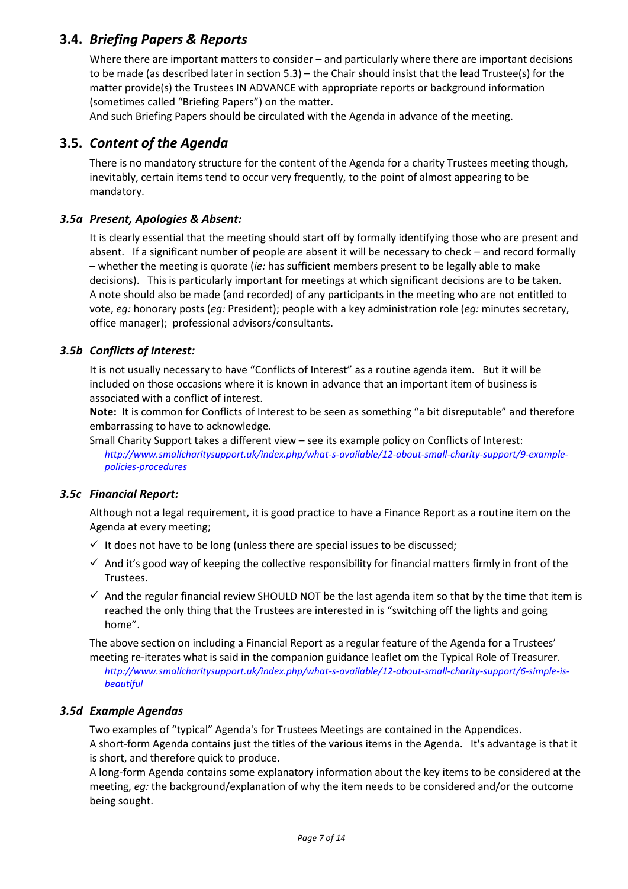## 3.4. *Briefing Papers & Reports*

Where there are important matters to consider – and particularly where there are important decisions to be made (as described later in section 5.3) – the Chair should insist that the lead Trustee(s) for the matter provide(s) the Trustees IN ADVANCE with appropriate reports or background information (sometimes called "Briefing Papers") on the matter.
And such Briefing Papers should be circulated with the Agenda in advance of the meeting.

## 3.5. *Content of the Agenda*

There is no mandatory structure for the content of the Agenda for a charity Trustees meeting though, inevitably, certain items tend to occur very frequently, to the point of almost appearing to be mandatory.

### *3.5a Present, Apologies & Absent:*

It is clearly essential that the meeting should start off by formally identifying those who are present and absent. If a significant number of people are absent it will be necessary to check – and record formally – whether the meeting is quorate (*ie:* has sufficient members present to be legally able to make decisions). This is particularly important for meetings at which significant decisions are to be taken.
A note should also be made (and recorded) of any participants in the meeting who are not entitled to vote, *eg:* honorary posts (*eg:* President); people with a key administration role (*eg:* minutes secretary, office manager); professional advisors/consultants.

### *3.5b Conflicts of Interest:*

It is not usually necessary to have "Conflicts of Interest" as a routine agenda item. But it will be included on those occasions where it is known in advance that an important item of business is associated with a conflict of interest.
**Note:** It is common for Conflicts of Interest to be seen as something "a bit disreputable" and therefore embarrassing to have to acknowledge.
Small Charity Support takes a different view – see its example policy on Conflicts of Interest:
*http://www.smallcharitysupport.uk/index.php/what-s-available/12-about-small-charity-support/9-example-policies-procedures*

### *3.5c Financial Report:*

Although not a legal requirement, it is good practice to have a Finance Report as a routine item on the Agenda at every meeting;

- ✓ It does not have to be long (unless there are special issues to be discussed;
- ✓ And it's good way of keeping the collective responsibility for financial matters firmly in front of the Trustees.
- ✓ And the regular financial review SHOULD NOT be the last agenda item so that by the time that item is reached the only thing that the Trustees are interested in is "switching off the lights and going home".

The above section on including a Financial Report as a regular feature of the Agenda for a Trustees' meeting re-iterates what is said in the companion guidance leaflet om the Typical Role of Treasurer.
*http://www.smallcharitysupport.uk/index.php/what-s-available/12-about-small-charity-support/6-simple-is-beautiful*

### *3.5d Example Agendas*

Two examples of "typical" Agenda's for Trustees Meetings are contained in the Appendices.
A short-form Agenda contains just the titles of the various items in the Agenda. It's advantage is that it is short, and therefore quick to produce.
A long-form Agenda contains some explanatory information about the key items to be considered at the meeting, *eg:* the background/explanation of why the item needs to be considered and/or the outcome being sought.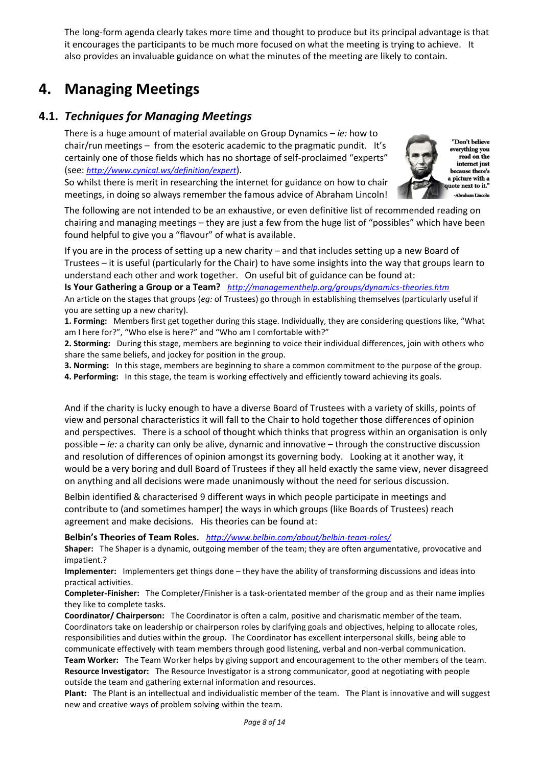The long-form agenda clearly takes more time and thought to produce but its principal advantage is that it encourages the participants to be much more focused on what the meeting is trying to achieve. It also provides an invaluable guidance on what the minutes of the meeting are likely to contain.

# 4. Managing Meetings

## 4.1. *Techniques for Managing Meetings*

There is a huge amount of material available on Group Dynamics – *ie:* how to chair/run meetings – from the esoteric academic to the pragmatic pundit. It's certainly one of those fields which has no shortage of self-proclaimed "experts" (see: *http://www.cynical.ws/definition/expert*).
So whilst there is merit in researching the internet for guidance on how to chair meetings, in doing so always remember the famous advice of Abraham Lincoln!

"Don't believe everything you read on the internet just because there's a picture with a quote next to it."
-Abraham Lincoln

The following are not intended to be an exhaustive, or even definitive list of recommended reading on chairing and managing meetings – they are just a few from the huge list of "possibles" which have been found helpful to give you a "flavour" of what is available.

If you are in the process of setting up a new charity – and that includes setting up a new Board of Trustees – it is useful (particularly for the Chair) to have some insights into the way that groups learn to understand each other and work together. On useful bit of guidance can be found at:

**Is Your Gathering a Group or a Team?** *http://managementhelp.org/groups/dynamics-theories.htm*
An article on the stages that groups (*eg:* of Trustees) go through in establishing themselves (particularly useful if you are setting up a new charity).

**1. Forming:** Members first get together during this stage. Individually, they are considering questions like, "What am I here for?", "Who else is here?" and "Who am I comfortable with?"

**2. Storming:** During this stage, members are beginning to voice their individual differences, join with others who share the same beliefs, and jockey for position in the group.

**3. Norming:** In this stage, members are beginning to share a common commitment to the purpose of the group.

**4. Performing:** In this stage, the team is working effectively and efficiently toward achieving its goals.

And if the charity is lucky enough to have a diverse Board of Trustees with a variety of skills, points of view and personal characteristics it will fall to the Chair to hold together those differences of opinion and perspectives. There is a school of thought which thinks that progress within an organisation is only possible – *ie:* a charity can only be alive, dynamic and innovative – through the constructive discussion and resolution of differences of opinion amongst its governing body. Looking at it another way, it would be a very boring and dull Board of Trustees if they all held exactly the same view, never disagreed on anything and all decisions were made unanimously without the need for serious discussion.

Belbin identified & characterised 9 different ways in which people participate in meetings and contribute to (and sometimes hamper) the ways in which groups (like Boards of Trustees) reach agreement and make decisions. His theories can be found at:

**Belbin's Theories of Team Roles.** *http://www.belbin.com/about/belbin-team-roles/*

**Shaper:** The Shaper is a dynamic, outgoing member of the team; they are often argumentative, provocative and impatient.?

**Implementer:** Implementers get things done – they have the ability of transforming discussions and ideas into practical activities.

**Completer-Finisher:** The Completer/Finisher is a task-orientated member of the group and as their name implies they like to complete tasks.

**Coordinator/ Chairperson:** The Coordinator is often a calm, positive and charismatic member of the team. Coordinators take on leadership or chairperson roles by clarifying goals and objectives, helping to allocate roles, responsibilities and duties within the group. The Coordinator has excellent interpersonal skills, being able to communicate effectively with team members through good listening, verbal and non-verbal communication.

**Team Worker:** The Team Worker helps by giving support and encouragement to the other members of the team.

**Resource Investigator:** The Resource Investigator is a strong communicator, good at negotiating with people outside the team and gathering external information and resources.

**Plant:** The Plant is an intellectual and individualistic member of the team. The Plant is innovative and will suggest new and creative ways of problem solving within the team.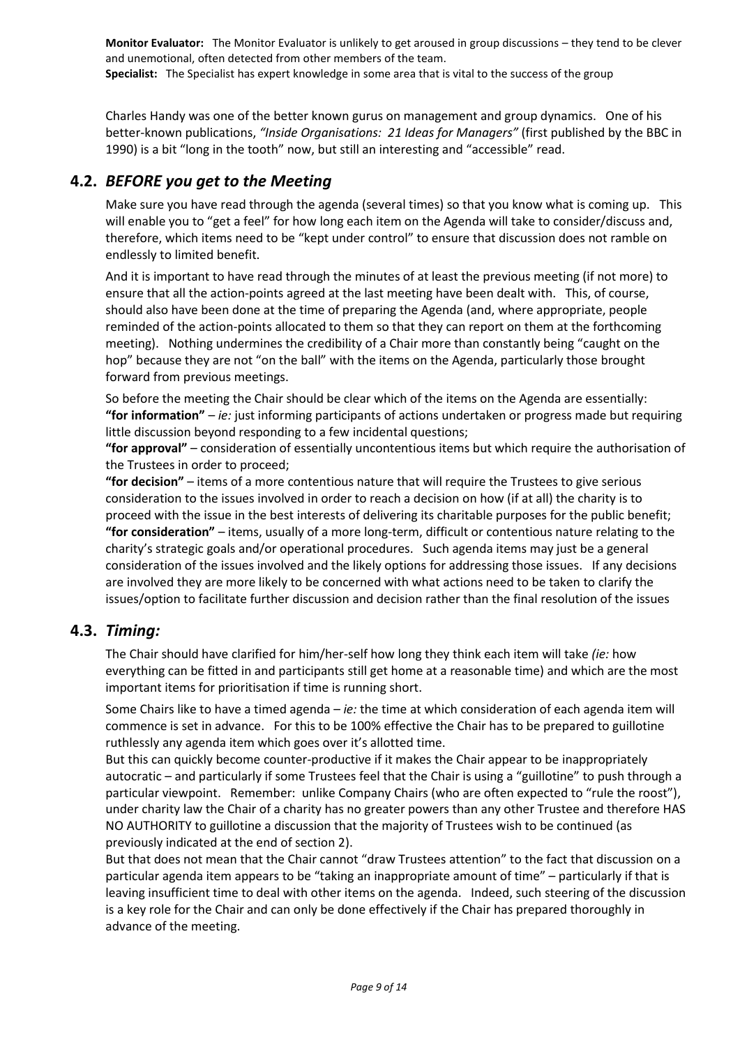**Monitor Evaluator:** The Monitor Evaluator is unlikely to get aroused in group discussions – they tend to be clever and unemotional, often detected from other members of the team.
**Specialist:** The Specialist has expert knowledge in some area that is vital to the success of the group

Charles Handy was one of the better known gurus on management and group dynamics. One of his better-known publications, *"Inside Organisations: 21 Ideas for Managers"* (first published by the BBC in 1990) is a bit "long in the tooth" now, but still an interesting and "accessible" read.

## 4.2. *BEFORE you get to the Meeting*

Make sure you have read through the agenda (several times) so that you know what is coming up. This will enable you to "get a feel" for how long each item on the Agenda will take to consider/discuss and, therefore, which items need to be "kept under control" to ensure that discussion does not ramble on endlessly to limited benefit.

And it is important to have read through the minutes of at least the previous meeting (if not more) to ensure that all the action-points agreed at the last meeting have been dealt with. This, of course, should also have been done at the time of preparing the Agenda (and, where appropriate, people reminded of the action-points allocated to them so that they can report on them at the forthcoming meeting). Nothing undermines the credibility of a Chair more than constantly being "caught on the hop" because they are not "on the ball" with the items on the Agenda, particularly those brought forward from previous meetings.

So before the meeting the Chair should be clear which of the items on the Agenda are essentially:
**"for information"** – *ie:* just informing participants of actions undertaken or progress made but requiring little discussion beyond responding to a few incidental questions;
**"for approval"** – consideration of essentially uncontentious items but which require the authorisation of the Trustees in order to proceed;
**"for decision"** – items of a more contentious nature that will require the Trustees to give serious consideration to the issues involved in order to reach a decision on how (if at all) the charity is to proceed with the issue in the best interests of delivering its charitable purposes for the public benefit;
**"for consideration"** – items, usually of a more long-term, difficult or contentious nature relating to the charity's strategic goals and/or operational procedures. Such agenda items may just be a general consideration of the issues involved and the likely options for addressing those issues. If any decisions are involved they are more likely to be concerned with what actions need to be taken to clarify the issues/option to facilitate further discussion and decision rather than the final resolution of the issues

## 4.3. *Timing:*

The Chair should have clarified for him/her-self how long they think each item will take *(ie:* how everything can be fitted in and participants still get home at a reasonable time) and which are the most important items for prioritisation if time is running short.

Some Chairs like to have a timed agenda – *ie:* the time at which consideration of each agenda item will commence is set in advance. For this to be 100% effective the Chair has to be prepared to guillotine ruthlessly any agenda item which goes over it's allotted time.
But this can quickly become counter-productive if it makes the Chair appear to be inappropriately autocratic – and particularly if some Trustees feel that the Chair is using a "guillotine" to push through a particular viewpoint. Remember: unlike Company Chairs (who are often expected to "rule the roost"), under charity law the Chair of a charity has no greater powers than any other Trustee and therefore HAS NO AUTHORITY to guillotine a discussion that the majority of Trustees wish to be continued (as previously indicated at the end of section 2).
But that does not mean that the Chair cannot "draw Trustees attention" to the fact that discussion on a particular agenda item appears to be "taking an inappropriate amount of time" – particularly if that is leaving insufficient time to deal with other items on the agenda. Indeed, such steering of the discussion is a key role for the Chair and can only be done effectively if the Chair has prepared thoroughly in advance of the meeting.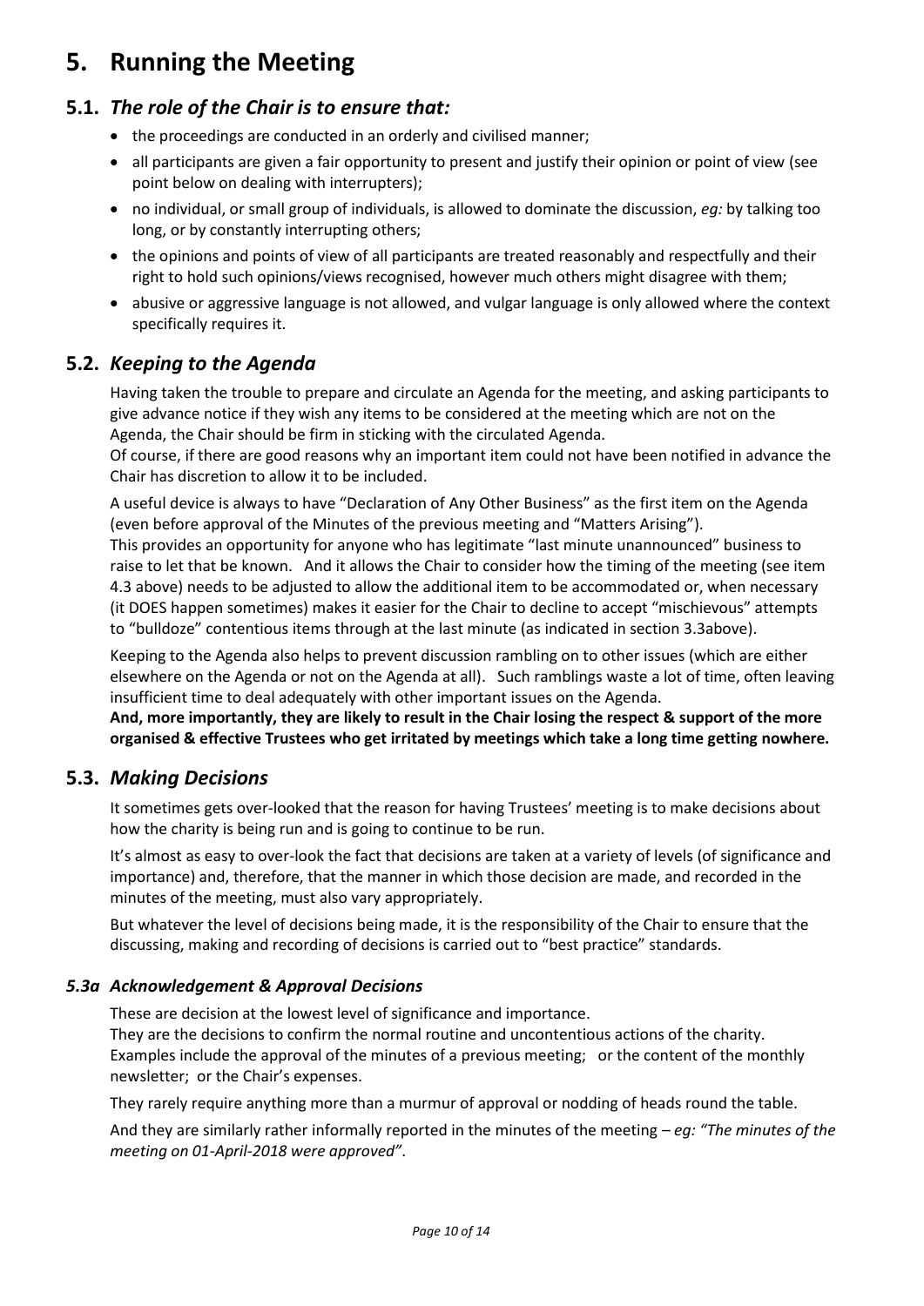# 5. Running the Meeting

## 5.1. *The role of the Chair is to ensure that:*

- the proceedings are conducted in an orderly and civilised manner;
- all participants are given a fair opportunity to present and justify their opinion or point of view (see point below on dealing with interrupters);
- no individual, or small group of individuals, is allowed to dominate the discussion, *eg:* by talking too long, or by constantly interrupting others;
- the opinions and points of view of all participants are treated reasonably and respectfully and their right to hold such opinions/views recognised, however much others might disagree with them;
- abusive or aggressive language is not allowed, and vulgar language is only allowed where the context specifically requires it.

## 5.2. *Keeping to the Agenda*

Having taken the trouble to prepare and circulate an Agenda for the meeting, and asking participants to give advance notice if they wish any items to be considered at the meeting which are not on the Agenda, the Chair should be firm in sticking with the circulated Agenda.
Of course, if there are good reasons why an important item could not have been notified in advance the Chair has discretion to allow it to be included.

A useful device is always to have "Declaration of Any Other Business" as the first item on the Agenda (even before approval of the Minutes of the previous meeting and "Matters Arising").
This provides an opportunity for anyone who has legitimate "last minute unannounced" business to raise to let that be known. And it allows the Chair to consider how the timing of the meeting (see item 4.3 above) needs to be adjusted to allow the additional item to be accommodated or, when necessary (it DOES happen sometimes) makes it easier for the Chair to decline to accept "mischievous" attempts to "bulldoze" contentious items through at the last minute (as indicated in section 3.3above).

Keeping to the Agenda also helps to prevent discussion rambling on to other issues (which are either elsewhere on the Agenda or not on the Agenda at all). Such ramblings waste a lot of time, often leaving insufficient time to deal adequately with other important issues on the Agenda.
**And, more importantly, they are likely to result in the Chair losing the respect & support of the more organised & effective Trustees who get irritated by meetings which take a long time getting nowhere.**

## 5.3. *Making Decisions*

It sometimes gets over-looked that the reason for having Trustees' meeting is to make decisions about how the charity is being run and is going to continue to be run.

It's almost as easy to over-look the fact that decisions are taken at a variety of levels (of significance and importance) and, therefore, that the manner in which those decision are made, and recorded in the minutes of the meeting, must also vary appropriately.

But whatever the level of decisions being made, it is the responsibility of the Chair to ensure that the discussing, making and recording of decisions is carried out to "best practice" standards.

### *5.3a Acknowledgement & Approval Decisions*

These are decision at the lowest level of significance and importance.
They are the decisions to confirm the normal routine and uncontentious actions of the charity.
Examples include the approval of the minutes of a previous meeting; or the content of the monthly newsletter; or the Chair's expenses.

They rarely require anything more than a murmur of approval or nodding of heads round the table.

And they are similarly rather informally reported in the minutes of the meeting – *eg: "The minutes of the meeting on 01-April-2018 were approved"*.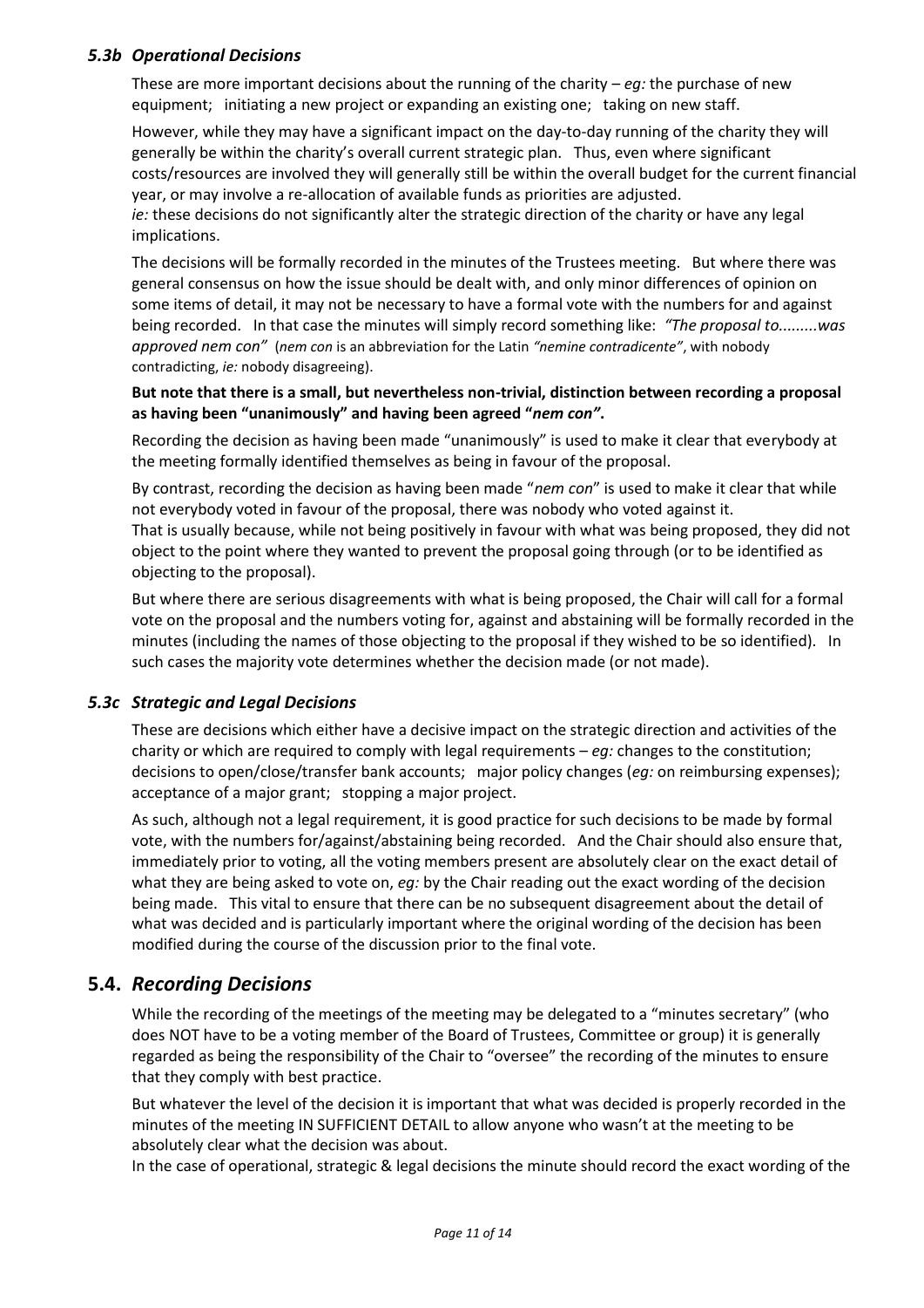### *5.3b Operational Decisions*

These are more important decisions about the running of the charity – *eg:* the purchase of new equipment; initiating a new project or expanding an existing one; taking on new staff.

However, while they may have a significant impact on the day-to-day running of the charity they will generally be within the charity's overall current strategic plan. Thus, even where significant costs/resources are involved they will generally still be within the overall budget for the current financial year, or may involve a re-allocation of available funds as priorities are adjusted.
*ie:* these decisions do not significantly alter the strategic direction of the charity or have any legal implications.

The decisions will be formally recorded in the minutes of the Trustees meeting. But where there was general consensus on how the issue should be dealt with, and only minor differences of opinion on some items of detail, it may not be necessary to have a formal vote with the numbers for and against being recorded. In that case the minutes will simply record something like: *"The proposal to.........was approved nem con"* (*nem con* is an abbreviation for the Latin *"nemine contradicente"*, with nobody contradicting, *ie:* nobody disagreeing).

**But note that there is a small, but nevertheless non-trivial, distinction between recording a proposal as having been "unanimously" and having been agreed "*nem con*".**

Recording the decision as having been made "unanimously" is used to make it clear that everybody at the meeting formally identified themselves as being in favour of the proposal.

By contrast, recording the decision as having been made "*nem con*" is used to make it clear that while not everybody voted in favour of the proposal, there was nobody who voted against it.
That is usually because, while not being positively in favour with what was being proposed, they did not object to the point where they wanted to prevent the proposal going through (or to be identified as objecting to the proposal).

But where there are serious disagreements with what is being proposed, the Chair will call for a formal vote on the proposal and the numbers voting for, against and abstaining will be formally recorded in the minutes (including the names of those objecting to the proposal if they wished to be so identified). In such cases the majority vote determines whether the decision made (or not made).

### *5.3c Strategic and Legal Decisions*

These are decisions which either have a decisive impact on the strategic direction and activities of the charity or which are required to comply with legal requirements – *eg:* changes to the constitution; decisions to open/close/transfer bank accounts; major policy changes (*eg:* on reimbursing expenses); acceptance of a major grant; stopping a major project.

As such, although not a legal requirement, it is good practice for such decisions to be made by formal vote, with the numbers for/against/abstaining being recorded. And the Chair should also ensure that, immediately prior to voting, all the voting members present are absolutely clear on the exact detail of what they are being asked to vote on, *eg:* by the Chair reading out the exact wording of the decision being made. This vital to ensure that there can be no subsequent disagreement about the detail of what was decided and is particularly important where the original wording of the decision has been modified during the course of the discussion prior to the final vote.

## **5.4.** *Recording Decisions*

While the recording of the meetings of the meeting may be delegated to a "minutes secretary" (who does NOT have to be a voting member of the Board of Trustees, Committee or group) it is generally regarded as being the responsibility of the Chair to "oversee" the recording of the minutes to ensure that they comply with best practice.

But whatever the level of the decision it is important that what was decided is properly recorded in the minutes of the meeting IN SUFFICIENT DETAIL to allow anyone who wasn't at the meeting to be absolutely clear what the decision was about.
In the case of operational, strategic & legal decisions the minute should record the exact wording of the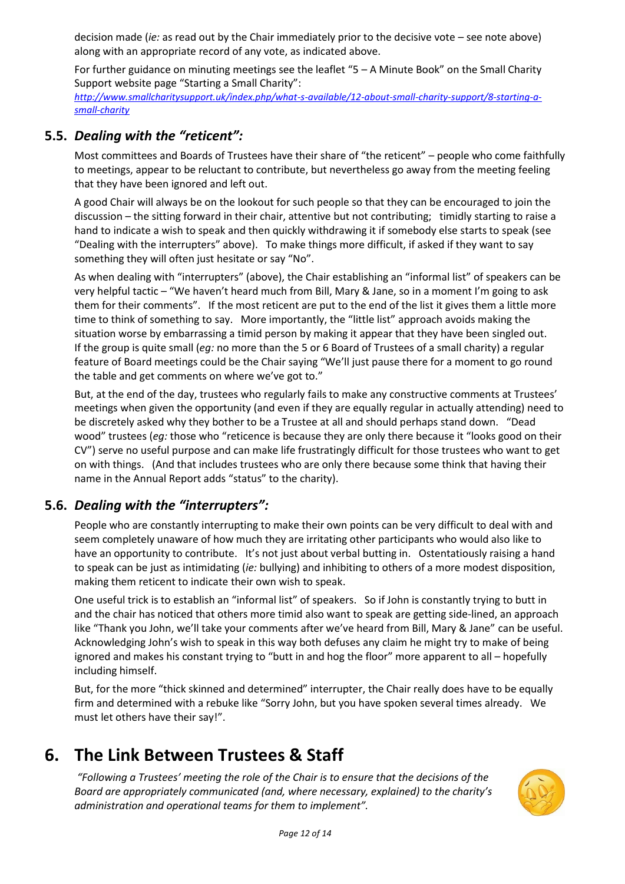decision made (*ie:* as read out by the Chair immediately prior to the decisive vote – see note above) along with an appropriate record of any vote, as indicated above.

For further guidance on minuting meetings see the leaflet "5 – A Minute Book" on the Small Charity Support website page "Starting a Small Charity": *http://www.smallcharitysupport.uk/index.php/what-s-available/12-about-small-charity-support/8-starting-a-small-charity*

### 5.5. *Dealing with the "reticent":*

Most committees and Boards of Trustees have their share of "the reticent" – people who come faithfully to meetings, appear to be reluctant to contribute, but nevertheless go away from the meeting feeling that they have been ignored and left out.

A good Chair will always be on the lookout for such people so that they can be encouraged to join the discussion – the sitting forward in their chair, attentive but not contributing; timidly starting to raise a hand to indicate a wish to speak and then quickly withdrawing it if somebody else starts to speak (see "Dealing with the interrupters" above). To make things more difficult, if asked if they want to say something they will often just hesitate or say "No".

As when dealing with "interrupters" (above), the Chair establishing an "informal list" of speakers can be very helpful tactic – "We haven't heard much from Bill, Mary & Jane, so in a moment I'm going to ask them for their comments". If the most reticent are put to the end of the list it gives them a little more time to think of something to say. More importantly, the "little list" approach avoids making the situation worse by embarrassing a timid person by making it appear that they have been singled out. If the group is quite small (*eg:* no more than the 5 or 6 Board of Trustees of a small charity) a regular feature of Board meetings could be the Chair saying "We'll just pause there for a moment to go round the table and get comments on where we've got to."

But, at the end of the day, trustees who regularly fails to make any constructive comments at Trustees' meetings when given the opportunity (and even if they are equally regular in actually attending) need to be discretely asked why they bother to be a Trustee at all and should perhaps stand down. "Dead wood" trustees (*eg:* those who "reticence is because they are only there because it "looks good on their CV") serve no useful purpose and can make life frustratingly difficult for those trustees who want to get on with things. (And that includes trustees who are only there because some think that having their name in the Annual Report adds "status" to the charity).

### 5.6. *Dealing with the "interrupters":*

People who are constantly interrupting to make their own points can be very difficult to deal with and seem completely unaware of how much they are irritating other participants who would also like to have an opportunity to contribute. It's not just about verbal butting in. Ostentatiously raising a hand to speak can be just as intimidating (*ie:* bullying) and inhibiting to others of a more modest disposition, making them reticent to indicate their own wish to speak.

One useful trick is to establish an "informal list" of speakers. So if John is constantly trying to butt in and the chair has noticed that others more timid also want to speak are getting side-lined, an approach like "Thank you John, we'll take your comments after we've heard from Bill, Mary & Jane" can be useful. Acknowledging John's wish to speak in this way both defuses any claim he might try to make of being ignored and makes his constant trying to "butt in and hog the floor" more apparent to all – hopefully including himself.

But, for the more "thick skinned and determined" interrupter, the Chair really does have to be equally firm and determined with a rebuke like "Sorry John, but you have spoken several times already. We must let others have their say!".

## 6. The Link Between Trustees & Staff

*"Following a Trustees' meeting the role of the Chair is to ensure that the decisions of the Board are appropriately communicated (and, where necessary, explained) to the charity's administration and operational teams for them to implement".*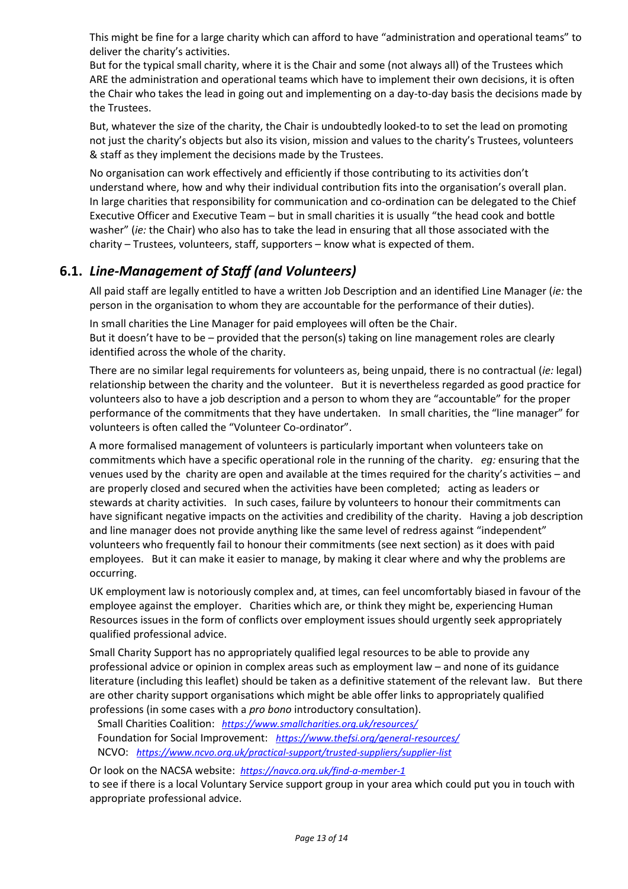This might be fine for a large charity which can afford to have "administration and operational teams" to deliver the charity's activities.
But for the typical small charity, where it is the Chair and some (not always all) of the Trustees which ARE the administration and operational teams which have to implement their own decisions, it is often the Chair who takes the lead in going out and implementing on a day-to-day basis the decisions made by the Trustees.

But, whatever the size of the charity, the Chair is undoubtedly looked-to to set the lead on promoting not just the charity's objects but also its vision, mission and values to the charity's Trustees, volunteers & staff as they implement the decisions made by the Trustees.

No organisation can work effectively and efficiently if those contributing to its activities don't understand where, how and why their individual contribution fits into the organisation's overall plan. In large charities that responsibility for communication and co-ordination can be delegated to the Chief Executive Officer and Executive Team – but in small charities it is usually "the head cook and bottle washer" (*ie:* the Chair) who also has to take the lead in ensuring that all those associated with the charity – Trustees, volunteers, staff, supporters – know what is expected of them.

## 6.1. *Line-Management of Staff (and Volunteers)*

All paid staff are legally entitled to have a written Job Description and an identified Line Manager (*ie:* the person in the organisation to whom they are accountable for the performance of their duties).

In small charities the Line Manager for paid employees will often be the Chair.
But it doesn't have to be – provided that the person(s) taking on line management roles are clearly identified across the whole of the charity.

There are no similar legal requirements for volunteers as, being unpaid, there is no contractual (*ie:* legal) relationship between the charity and the volunteer. But it is nevertheless regarded as good practice for volunteers also to have a job description and a person to whom they are "accountable" for the proper performance of the commitments that they have undertaken. In small charities, the "line manager" for volunteers is often called the "Volunteer Co-ordinator".

A more formalised management of volunteers is particularly important when volunteers take on commitments which have a specific operational role in the running of the charity. *eg:* ensuring that the venues used by the charity are open and available at the times required for the charity's activities – and are properly closed and secured when the activities have been completed; acting as leaders or stewards at charity activities. In such cases, failure by volunteers to honour their commitments can have significant negative impacts on the activities and credibility of the charity. Having a job description and line manager does not provide anything like the same level of redress against "independent" volunteers who frequently fail to honour their commitments (see next section) as it does with paid employees. But it can make it easier to manage, by making it clear where and why the problems are occurring.

UK employment law is notoriously complex and, at times, can feel uncomfortably biased in favour of the employee against the employer. Charities which are, or think they might be, experiencing Human Resources issues in the form of conflicts over employment issues should urgently seek appropriately qualified professional advice.

Small Charity Support has no appropriately qualified legal resources to be able to provide any professional advice or opinion in complex areas such as employment law – and none of its guidance literature (including this leaflet) should be taken as a definitive statement of the relevant law. But there are other charity support organisations which might be able offer links to appropriately qualified professions (in some cases with a *pro bono* introductory consultation).

Small Charities Coalition: *https://www.smallcharities.org.uk/resources/*
Foundation for Social Improvement: *https://www.thefsi.org/general-resources/*
NCVO: *https://www.ncvo.org.uk/practical-support/trusted-suppliers/supplier-list*

Or look on the NACSA website: *https://navca.org.uk/find-a-member-1*
to see if there is a local Voluntary Service support group in your area which could put you in touch with appropriate professional advice.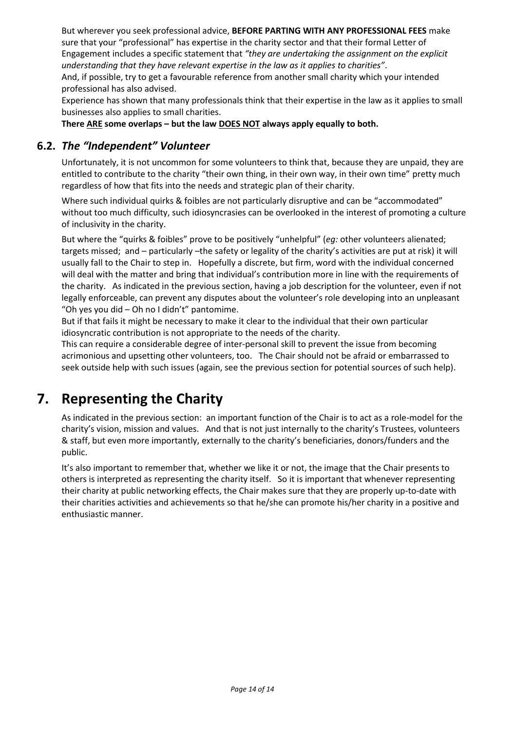But wherever you seek professional advice, **BEFORE PARTING WITH ANY PROFESSIONAL FEES** make sure that your "professional" has expertise in the charity sector and that their formal Letter of Engagement includes a specific statement that *"they are undertaking the assignment on the explicit understanding that they have relevant expertise in the law as it applies to charities"*.

And, if possible, try to get a favourable reference from another small charity which your intended professional has also advised.

Experience has shown that many professionals think that their expertise in the law as it applies to small businesses also applies to small charities.

**There <u>ARE</u> some overlaps – but the law <u>DOES NOT</u> always apply equally to both.**

### 6.2. *The "Independent" Volunteer*

Unfortunately, it is not uncommon for some volunteers to think that, because they are unpaid, they are entitled to contribute to the charity "their own thing, in their own way, in their own time" pretty much regardless of how that fits into the needs and strategic plan of their charity.

Where such individual quirks & foibles are not particularly disruptive and can be "accommodated" without too much difficulty, such idiosyncrasies can be overlooked in the interest of promoting a culture of inclusivity in the charity.

But where the "quirks & foibles" prove to be positively "unhelpful" (*eg:* other volunteers alienated; targets missed; and – particularly –the safety or legality of the charity's activities are put at risk) it will usually fall to the Chair to step in. Hopefully a discrete, but firm, word with the individual concerned will deal with the matter and bring that individual's contribution more in line with the requirements of the charity. As indicated in the previous section, having a job description for the volunteer, even if not legally enforceable, can prevent any disputes about the volunteer's role developing into an unpleasant "Oh yes you did – Oh no I didn't" pantomime.

But if that fails it might be necessary to make it clear to the individual that their own particular idiosyncratic contribution is not appropriate to the needs of the charity.

This can require a considerable degree of inter-personal skill to prevent the issue from becoming acrimonious and upsetting other volunteers, too. The Chair should not be afraid or embarrassed to seek outside help with such issues (again, see the previous section for potential sources of such help).

# 7. Representing the Charity

As indicated in the previous section: an important function of the Chair is to act as a role-model for the charity's vision, mission and values. And that is not just internally to the charity's Trustees, volunteers & staff, but even more importantly, externally to the charity's beneficiaries, donors/funders and the public.

It's also important to remember that, whether we like it or not, the image that the Chair presents to others is interpreted as representing the charity itself. So it is important that whenever representing their charity at public networking effects, the Chair makes sure that they are properly up-to-date with their charities activities and achievements so that he/she can promote his/her charity in a positive and enthusiastic manner.